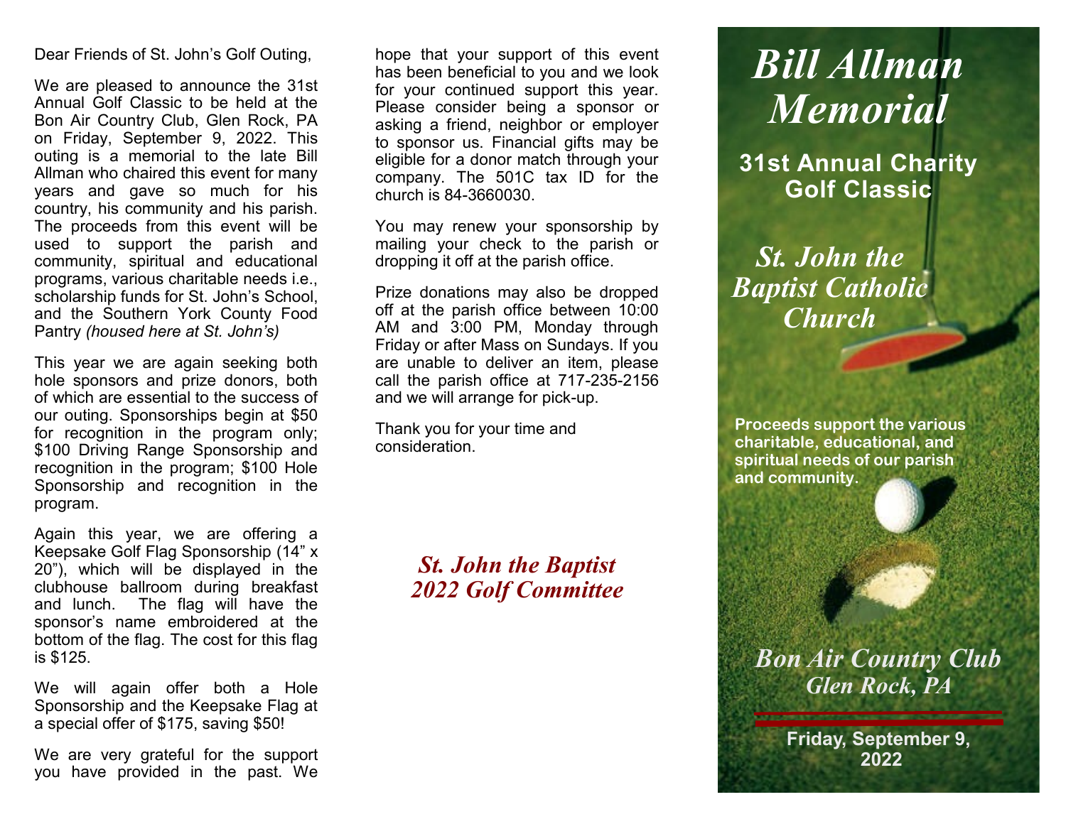Dear Friends of St. John's Golf Outing,

We are pleased to announce the 31st Annual Golf Classic to be held at the Bon Air Country Club, Glen Rock, PA on Friday, September 9, 2022. This outing is a memorial to the late Bill Allman who chaired this event for many years and gave so much for his country, his community and his parish. The proceeds from this event will be used to support the parish and community, spiritual and educational programs, various charitable needs i.e., scholarship funds for St. John's School, and the Southern York County Food Pantry *(housed here at St. John's)*

This year we are again seeking both hole sponsors and prize donors, both of which are essential to the success of our outing. Sponsorships begin at $50 for recognition in the program only; $100 Driving Range Sponsorship and recognition in the program; $100 Hole Sponsorship and recognition in the program.

Again this year, we are offering a Keepsake Golf Flag Sponsorship (14" x 20"), which will be displayed in the clubhouse ballroom during breakfast and lunch. The flag will have the sponsor's name embroidered at the bottom of the flag. The cost for this flag is $125.

We will again offer both a Hole Sponsorship and the Keepsake Flag at a special offer of $175, saving $50!

We are very grateful for the support you have provided in the past. We hope that your support of this event has been beneficial to you and we look for your continued support this year. Please consider being a sponsor or asking a friend, neighbor or employer to sponsor us. Financial gifts may be eligible for a donor match through your company. The 501C tax ID for the church is 84-3660030.

You may renew your sponsorship by mailing your check to the parish or dropping it off at the parish office.

Prize donations may also be dropped off at the parish office between 10:00 AM and 3:00 PM, Monday through Friday or after Mass on Sundays. If you are unable to deliver an item, please call the parish office at 717-235-2156 and we will arrange for pick-up.

Thank you for your time and consideration.

***St. John the Baptist***
***2022 Golf Committee***

# *Bill Allman Memorial*

## 31st Annual Charity Golf Classic

## *St. John the Baptist Catholic Church*

**Proceeds support the various charitable, educational, and spiritual needs of our parish and community.**

***Bon Air Country Club***
***Glen Rock, PA***

**Friday, September 9, 2022**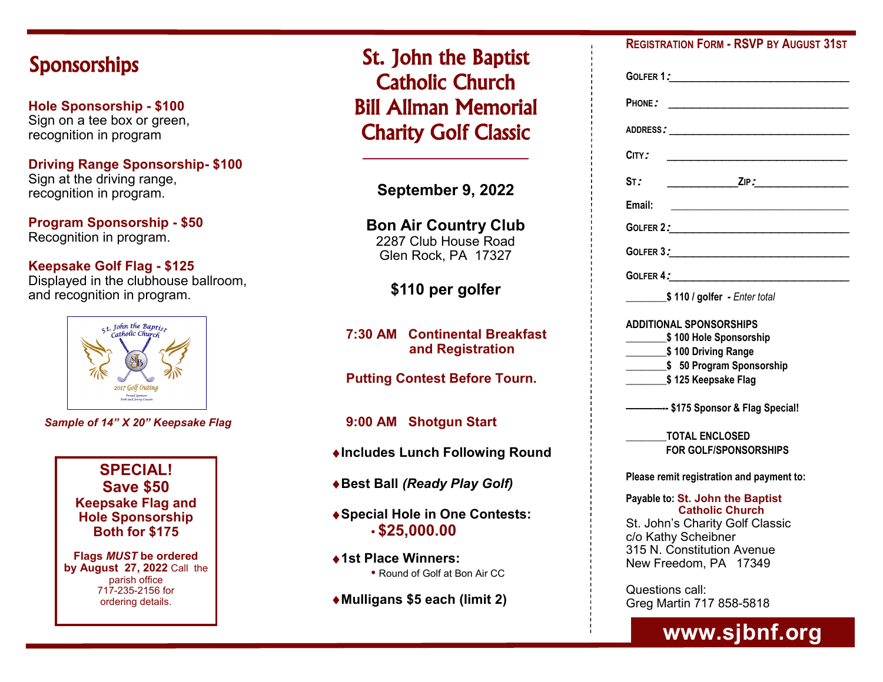# Sponsorships

**Hole Sponsorship - $100**
Sign on a tee box or green, recognition in program

**Driving Range Sponsorship- $100**
Sign at the driving range, recognition in program.

**Program Sponsorship - $50**
Recognition in program.

**Keepsake Golf Flag - $125**
Displayed in the clubhouse ballroom, and recognition in program.

*Sample of 14" X 20" Keepsake Flag*

**SPECIAL!**
**Save $50**
**Keepsake Flag and Hole Sponsorship Both for $175**

**Flags *MUST* be ordered by August 27, 2022** Call the parish office 717-235-2156 for ordering details.

# St. John the Baptist Catholic Church Bill Allman Memorial Charity Golf Classic

**September 9, 2022**

**Bon Air Country Club**
2287 Club House Road
Glen Rock, PA 17327

**$110 per golfer**

**7:30 AM Continental Breakfast and Registration**

**Putting Contest Before Tourn.**

**9:00 AM Shotgun Start**

- ♦**Includes Lunch Following Round**
- ♦**Best Ball *(Ready Play Golf)***
- ♦**Special Hole in One Contests:**
  - **$25,000.00**
- ♦**1st Place Winners:**
  - Round of Golf at Bon Air CC
- ♦**Mulligans $5 each (limit 2)**

## Registration Form - RSVP by August 31st

Golfer 1: ______________________________

Phone: ______________________________

Address: ______________________________

City: ______________________________

St: ____________ Zip: ________________

Email: ______________________________

Golfer 2: ______________________________

Golfer 3: ______________________________

Golfer 4: ______________________________

_______$ 110 / golfer - *Enter total*

**ADDITIONAL SPONSORSHIPS**
_______$ 100 Hole Sponsorship
_______$ 100 Driving Range
_______$ 50 Program Sponsorship
_______$ 125 Keepsake Flag

———-- $175 Sponsor & Flag Special!

_______TOTAL ENCLOSED FOR GOLF/SPONSORSHIPS

**Please remit registration and payment to:**

**Payable to: St. John the Baptist Catholic Church**
St. John's Charity Golf Classic
c/o Kathy Scheibner
315 N. Constitution Avenue
New Freedom, PA 17349

Questions call:
Greg Martin 717 858-5818

**www.sjbnf.org**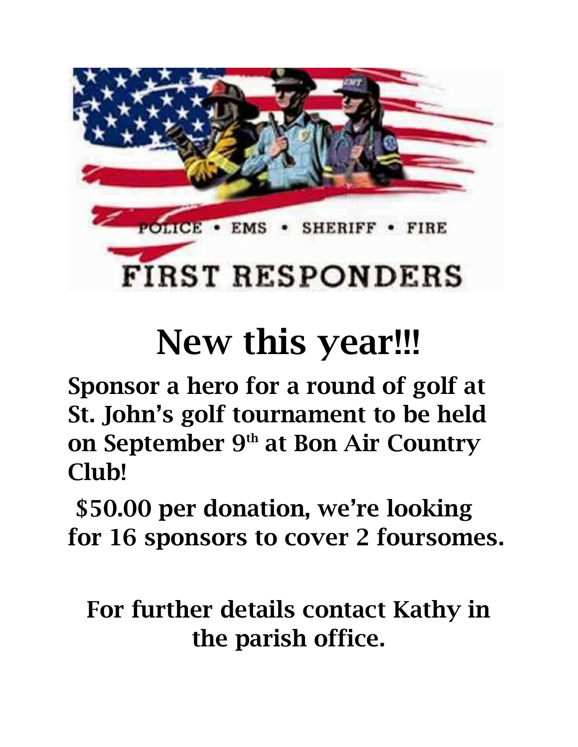POLICE • EMS • SHERIFF • FIRE

FIRST RESPONDERS

# New this year!!!

**Sponsor a hero for a round of golf at St. John's golf tournament to be held on September 9th at Bon Air Country Club!**

**$50.00 per donation, we're looking for 16 sponsors to cover 2 foursomes.**

**For further details contact Kathy in the parish office.**